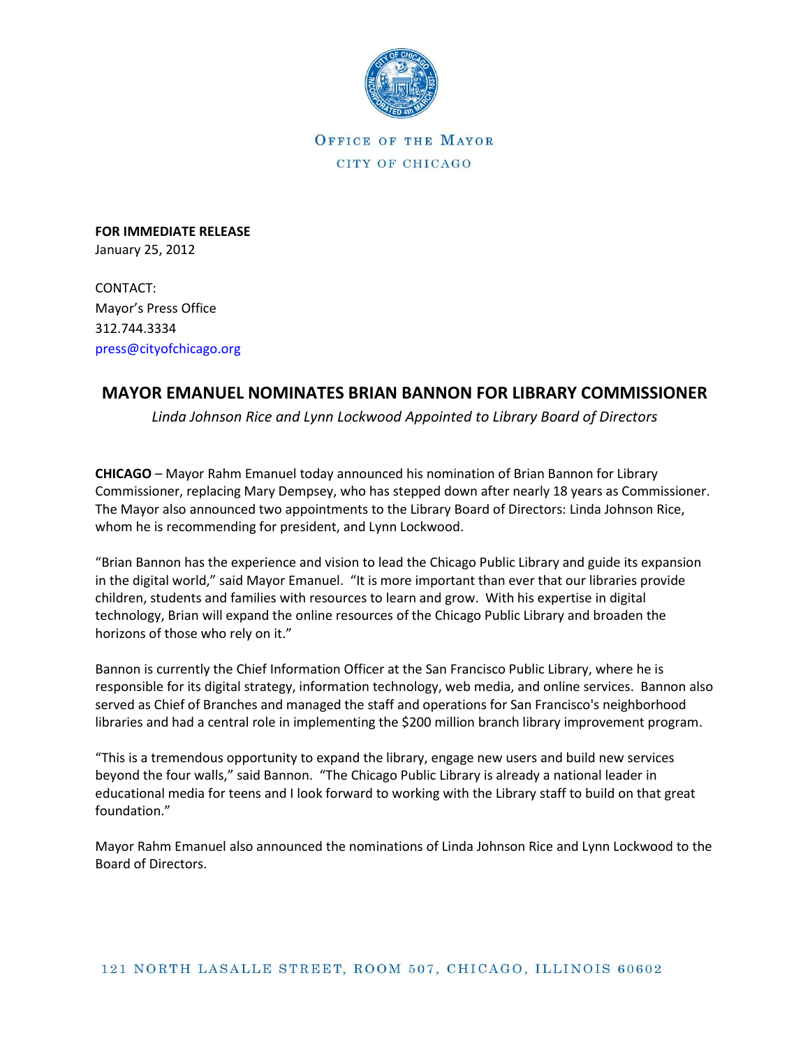OFFICE OF THE MAYOR

CITY OF CHICAGO

**FOR IMMEDIATE RELEASE**
January 25, 2012

CONTACT:
Mayor's Press Office
312.744.3334
press@cityofchicago.org

# MAYOR EMANUEL NOMINATES BRIAN BANNON FOR LIBRARY COMMISSIONER

*Linda Johnson Rice and Lynn Lockwood Appointed to Library Board of Directors*

**CHICAGO** – Mayor Rahm Emanuel today announced his nomination of Brian Bannon for Library Commissioner, replacing Mary Dempsey, who has stepped down after nearly 18 years as Commissioner. The Mayor also announced two appointments to the Library Board of Directors: Linda Johnson Rice, whom he is recommending for president, and Lynn Lockwood.

"Brian Bannon has the experience and vision to lead the Chicago Public Library and guide its expansion in the digital world," said Mayor Emanuel. "It is more important than ever that our libraries provide children, students and families with resources to learn and grow. With his expertise in digital technology, Brian will expand the online resources of the Chicago Public Library and broaden the horizons of those who rely on it."

Bannon is currently the Chief Information Officer at the San Francisco Public Library, where he is responsible for its digital strategy, information technology, web media, and online services. Bannon also served as Chief of Branches and managed the staff and operations for San Francisco's neighborhood libraries and had a central role in implementing the $200 million branch library improvement program.

"This is a tremendous opportunity to expand the library, engage new users and build new services beyond the four walls," said Bannon. "The Chicago Public Library is already a national leader in educational media for teens and I look forward to working with the Library staff to build on that great foundation."

Mayor Rahm Emanuel also announced the nominations of Linda Johnson Rice and Lynn Lockwood to the Board of Directors.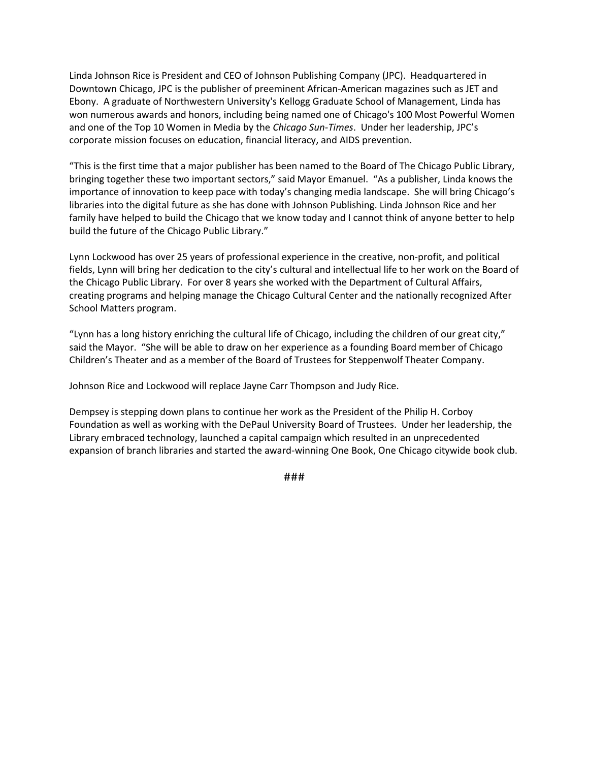Linda Johnson Rice is President and CEO of Johnson Publishing Company (JPC). Headquartered in Downtown Chicago, JPC is the publisher of preeminent African-American magazines such as JET and Ebony. A graduate of Northwestern University's Kellogg Graduate School of Management, Linda has won numerous awards and honors, including being named one of Chicago's 100 Most Powerful Women and one of the Top 10 Women in Media by the *Chicago Sun-Times*. Under her leadership, JPC's corporate mission focuses on education, financial literacy, and AIDS prevention.

"This is the first time that a major publisher has been named to the Board of The Chicago Public Library, bringing together these two important sectors," said Mayor Emanuel. "As a publisher, Linda knows the importance of innovation to keep pace with today's changing media landscape. She will bring Chicago's libraries into the digital future as she has done with Johnson Publishing. Linda Johnson Rice and her family have helped to build the Chicago that we know today and I cannot think of anyone better to help build the future of the Chicago Public Library."

Lynn Lockwood has over 25 years of professional experience in the creative, non-profit, and political fields, Lynn will bring her dedication to the city's cultural and intellectual life to her work on the Board of the Chicago Public Library. For over 8 years she worked with the Department of Cultural Affairs, creating programs and helping manage the Chicago Cultural Center and the nationally recognized After School Matters program.

"Lynn has a long history enriching the cultural life of Chicago, including the children of our great city," said the Mayor. "She will be able to draw on her experience as a founding Board member of Chicago Children's Theater and as a member of the Board of Trustees for Steppenwolf Theater Company.

Johnson Rice and Lockwood will replace Jayne Carr Thompson and Judy Rice.

Dempsey is stepping down plans to continue her work as the President of the Philip H. Corboy Foundation as well as working with the DePaul University Board of Trustees. Under her leadership, the Library embraced technology, launched a capital campaign which resulted in an unprecedented expansion of branch libraries and started the award-winning One Book, One Chicago citywide book club.

###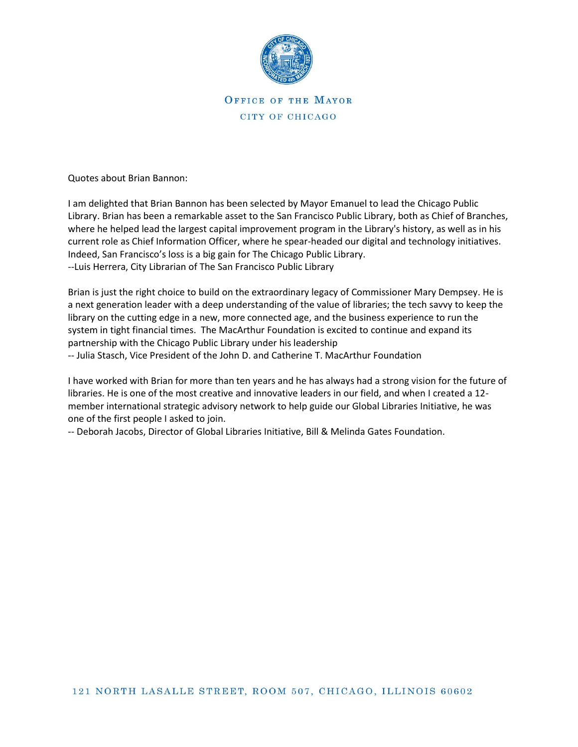OFFICE OF THE MAYOR

CITY OF CHICAGO

Quotes about Brian Bannon:

I am delighted that Brian Bannon has been selected by Mayor Emanuel to lead the Chicago Public Library. Brian has been a remarkable asset to the San Francisco Public Library, both as Chief of Branches, where he helped lead the largest capital improvement program in the Library's history, as well as in his current role as Chief Information Officer, where he spear-headed our digital and technology initiatives. Indeed, San Francisco's loss is a big gain for The Chicago Public Library.
--Luis Herrera, City Librarian of The San Francisco Public Library

Brian is just the right choice to build on the extraordinary legacy of Commissioner Mary Dempsey. He is a next generation leader with a deep understanding of the value of libraries; the tech savvy to keep the library on the cutting edge in a new, more connected age, and the business experience to run the system in tight financial times. The MacArthur Foundation is excited to continue and expand its partnership with the Chicago Public Library under his leadership
-- Julia Stasch, Vice President of the John D. and Catherine T. MacArthur Foundation

I have worked with Brian for more than ten years and he has always had a strong vision for the future of libraries. He is one of the most creative and innovative leaders in our field, and when I created a 12-member international strategic advisory network to help guide our Global Libraries Initiative, he was one of the first people I asked to join.
-- Deborah Jacobs, Director of Global Libraries Initiative, Bill & Melinda Gates Foundation.

121 NORTH LASALLE STREET, ROOM 507, CHICAGO, ILLINOIS 60602